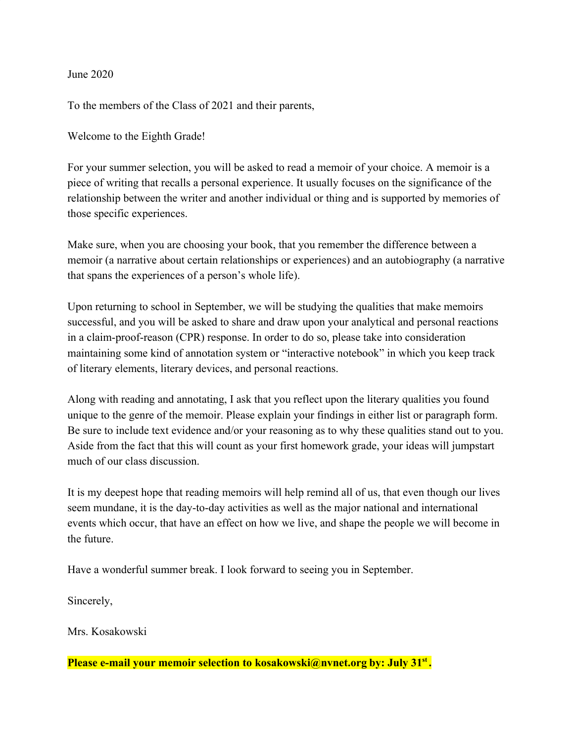June 2020

To the members of the Class of 2021 and their parents,

Welcome to the Eighth Grade!

For your summer selection, you will be asked to read a memoir of your choice. A memoir is a piece of writing that recalls a personal experience. It usually focuses on the significance of the relationship between the writer and another individual or thing and is supported by memories of those specific experiences.

Make sure, when you are choosing your book, that you remember the difference between a memoir (a narrative about certain relationships or experiences) and an autobiography (a narrative that spans the experiences of a person's whole life).

Upon returning to school in September, we will be studying the qualities that make memoirs successful, and you will be asked to share and draw upon your analytical and personal reactions in a claim-proof-reason (CPR) response. In order to do so, please take into consideration maintaining some kind of annotation system or "interactive notebook" in which you keep track of literary elements, literary devices, and personal reactions.

Along with reading and annotating, I ask that you reflect upon the literary qualities you found unique to the genre of the memoir. Please explain your findings in either list or paragraph form. Be sure to include text evidence and/or your reasoning as to why these qualities stand out to you. Aside from the fact that this will count as your first homework grade, your ideas will jumpstart much of our class discussion.

It is my deepest hope that reading memoirs will help remind all of us, that even though our lives seem mundane, it is the day-to-day activities as well as the major national and international events which occur, that have an effect on how we live, and shape the people we will become in the future.

Have a wonderful summer break. I look forward to seeing you in September.

Sincerely,

Mrs. Kosakowski

**Please e-mail your memoir selection to kosakowski@nvnet.org by: July 31st.**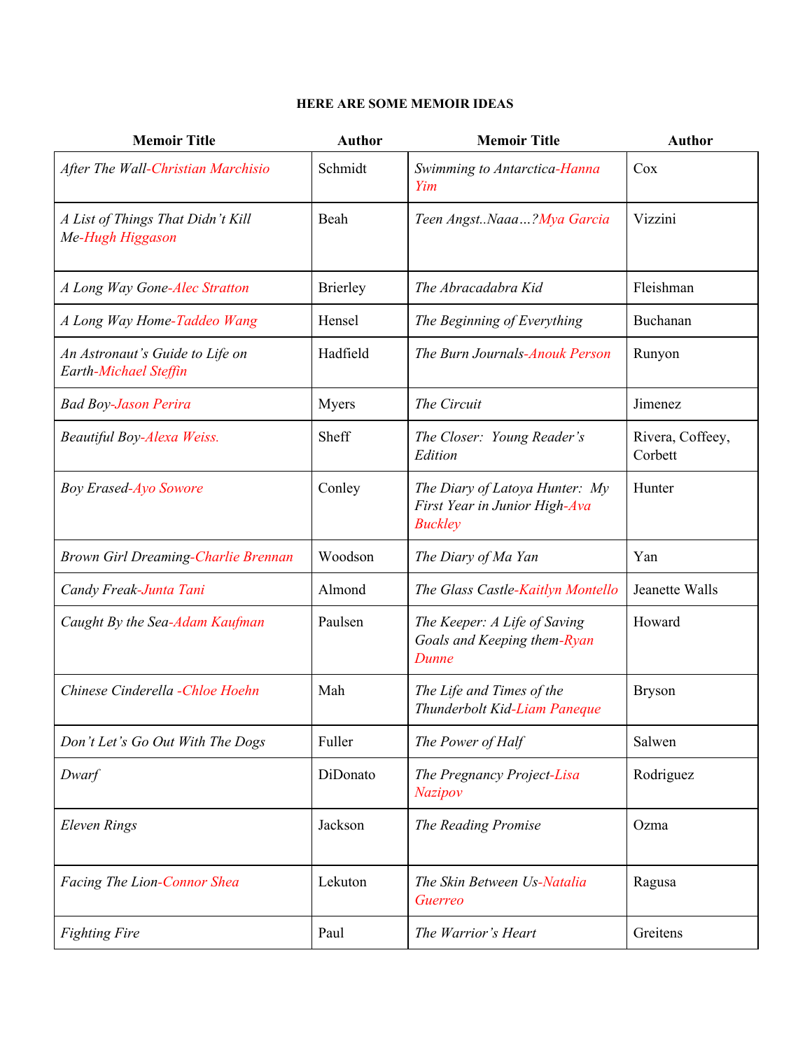**HERE ARE SOME MEMOIR IDEAS**

| Memoir Title | Author | Memoir Title | Author |
|---|---|---|---|
| *After The Wall-Christian Marchisio* | Schmidt | *Swimming to Antarctica-Hanna Yim* | Cox |
| *A List of Things That Didn't Kill Me-Hugh Higgason* | Beah | *Teen Angst..Naaa…?Mya Garcia* | Vizzini |
| *A Long Way Gone-Alec Stratton* | Brierley | *The Abracadabra Kid* | Fleishman |
| *A Long Way Home-Taddeo Wang* | Hensel | *The Beginning of Everything* | Buchanan |
| *An Astronaut's Guide to Life on Earth-Michael Steffin* | Hadfield | *The Burn Journals-Anouk Person* | Runyon |
| *Bad Boy-Jason Perira* | Myers | *The Circuit* | Jimenez |
| *Beautiful Boy-Alexa Weiss.* | Sheff | *The Closer: Young Reader's Edition* | Rivera, Coffeey, Corbett |
| *Boy Erased-Ayo Sowore* | Conley | *The Diary of Latoya Hunter: My First Year in Junior High-Ava Buckley* | Hunter |
| *Brown Girl Dreaming-Charlie Brennan* | Woodson | *The Diary of Ma Yan* | Yan |
| *Candy Freak-Junta Tani* | Almond | *The Glass Castle-Kaitlyn Montello* | Jeanette Walls |
| *Caught By the Sea-Adam Kaufman* | Paulsen | *The Keeper: A Life of Saving Goals and Keeping them-Ryan Dunne* | Howard |
| *Chinese Cinderella -Chloe Hoehn* | Mah | *The Life and Times of the Thunderbolt Kid-Liam Paneque* | Bryson |
| *Don't Let's Go Out With The Dogs* | Fuller | *The Power of Half* | Salwen |
| *Dwarf* | DiDonato | *The Pregnancy Project-Lisa Nazipov* | Rodriguez |
| *Eleven Rings* | Jackson | *The Reading Promise* | Ozma |
| *Facing The Lion-Connor Shea* | Lekuton | *The Skin Between Us-Natalia Guerreo* | Ragusa |
| *Fighting Fire* | Paul | *The Warrior's Heart* | Greitens |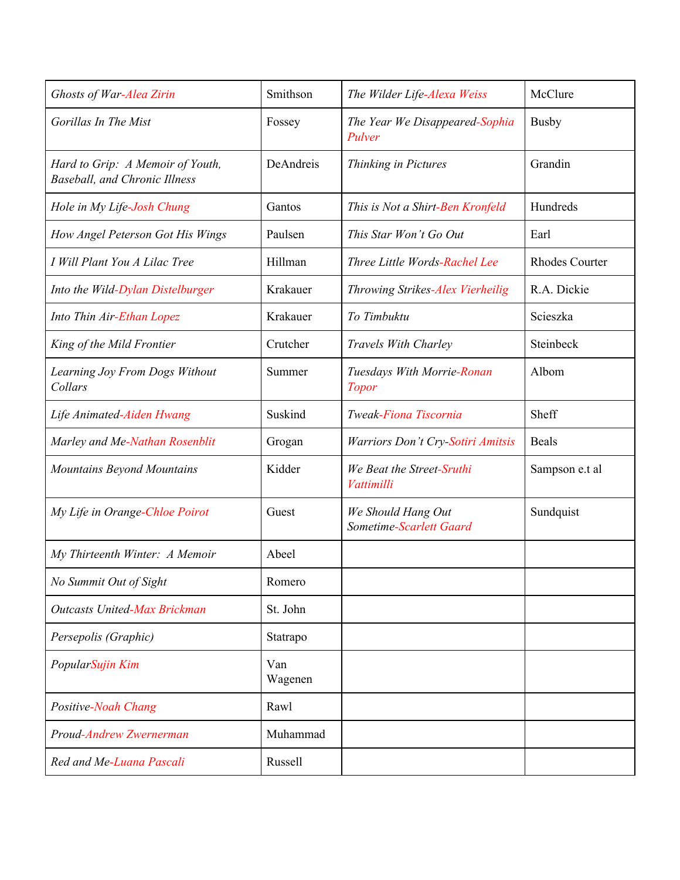| | | | |
|---|---|---|---|
| *Ghosts of War-Alea Zirin* | Smithson | *The Wilder Life-Alexa Weiss* | McClure |
| *Gorillas In The Mist* | Fossey | *The Year We Disappeared-Sophia Pulver* | Busby |
| *Hard to Grip: A Memoir of Youth, Baseball, and Chronic Illness* | DeAndreis | *Thinking in Pictures* | Grandin |
| *Hole in My Life-Josh Chung* | Gantos | *This is Not a Shirt-Ben Kronfeld* | Hundreds |
| *How Angel Peterson Got His Wings* | Paulsen | *This Star Won't Go Out* | Earl |
| *I Will Plant You A Lilac Tree* | Hillman | *Three Little Words-Rachel Lee* | Rhodes Courter |
| *Into the Wild-Dylan Distelburger* | Krakauer | *Throwing Strikes-Alex Vierheilig* | R.A. Dickie |
| *Into Thin Air-Ethan Lopez* | Krakauer | *To Timbuktu* | Scieszka |
| *King of the Mild Frontier* | Crutcher | *Travels With Charley* | Steinbeck |
| *Learning Joy From Dogs Without Collars* | Summer | *Tuesdays With Morrie-Ronan Topor* | Albom |
| *Life Animated-Aiden Hwang* | Suskind | *Tweak-Fiona Tiscornia* | Sheff |
| *Marley and Me-Nathan Rosenblit* | Grogan | *Warriors Don't Cry-Sotiri Amitsis* | Beals |
| *Mountains Beyond Mountains* | Kidder | *We Beat the Street-Sruthi Vattimilli* | Sampson e.t al |
| *My Life in Orange-Chloe Poirot* | Guest | *We Should Hang Out Sometime-Scarlett Gaard* | Sundquist |
| *My Thirteenth Winter: A Memoir* | Abeel | | |
| *No Summit Out of Sight* | Romero | | |
| *Outcasts United-Max Brickman* | St. John | | |
| *Persepolis (Graphic)* | Statrapo | | |
| *PopularSujin Kim* | Van Wagenen | | |
| *Positive-Noah Chang* | Rawl | | |
| *Proud-Andrew Zwernerman* | Muhammad | | |
| *Red and Me-Luana Pascali* | Russell | | |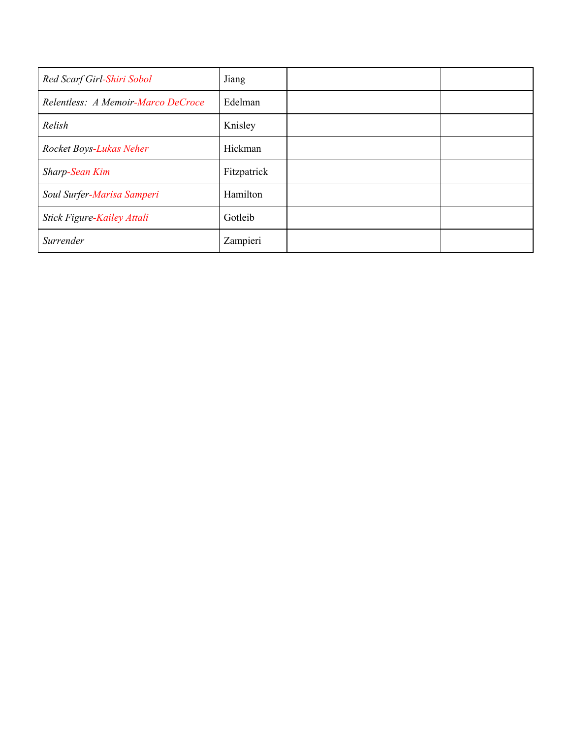| | | | |
|---|---|---|---|
| *Red Scarf Girl-Shiri Sobol* | Jiang | | |
| *Relentless: A Memoir-Marco DeCroce* | Edelman | | |
| *Relish* | Knisley | | |
| *Rocket Boys-Lukas Neher* | Hickman | | |
| *Sharp-Sean Kim* | Fitzpatrick | | |
| *Soul Surfer-Marisa Samperi* | Hamilton | | |
| *Stick Figure-Kailey Attali* | Gotleib | | |
| *Surrender* | Zampieri | | |